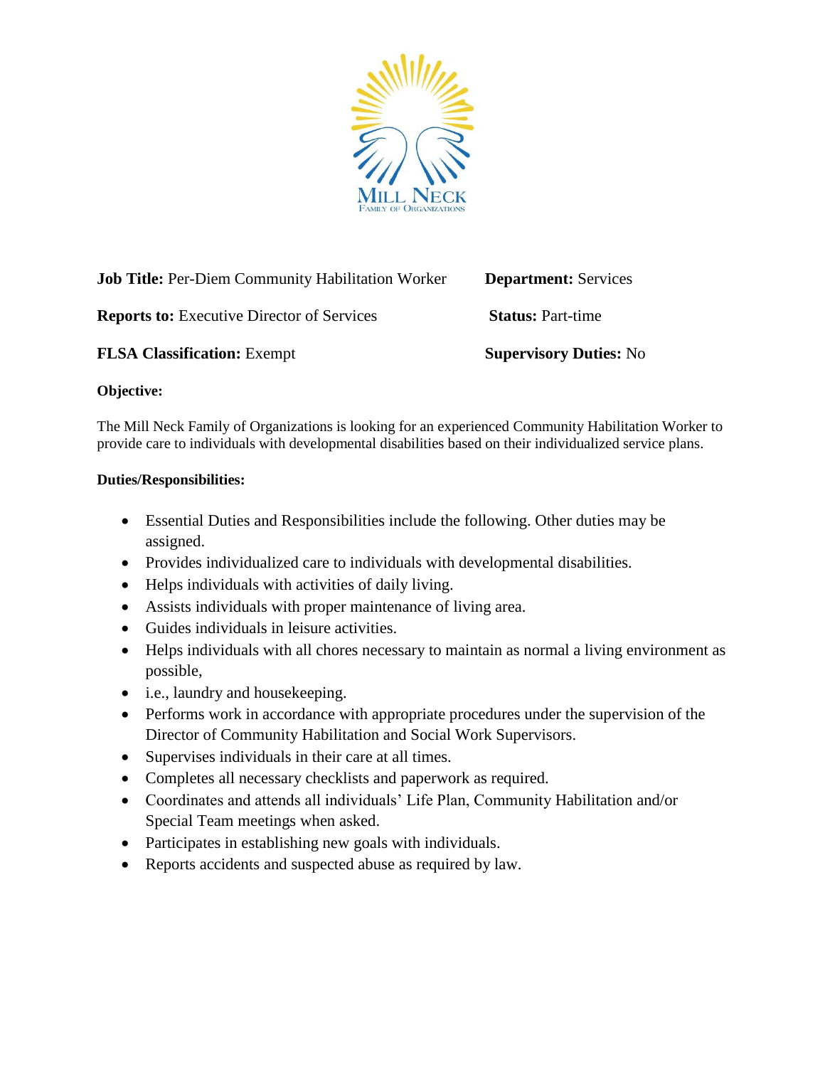MILL NECK
FAMILY OF ORGANIZATIONS

**Job Title:** Per-Diem Community Habilitation Worker

**Department:** Services

**Reports to:** Executive Director of Services

**Status:** Part-time

**FLSA Classification:** Exempt

**Supervisory Duties:** No

**Objective:**

The Mill Neck Family of Organizations is looking for an experienced Community Habilitation Worker to provide care to individuals with developmental disabilities based on their individualized service plans.

**Duties/Responsibilities:**

- Essential Duties and Responsibilities include the following. Other duties may be assigned.
- Provides individualized care to individuals with developmental disabilities.
- Helps individuals with activities of daily living.
- Assists individuals with proper maintenance of living area.
- Guides individuals in leisure activities.
- Helps individuals with all chores necessary to maintain as normal a living environment as possible,
- i.e., laundry and housekeeping.
- Performs work in accordance with appropriate procedures under the supervision of the Director of Community Habilitation and Social Work Supervisors.
- Supervises individuals in their care at all times.
- Completes all necessary checklists and paperwork as required.
- Coordinates and attends all individuals' Life Plan, Community Habilitation and/or Special Team meetings when asked.
- Participates in establishing new goals with individuals.
- Reports accidents and suspected abuse as required by law.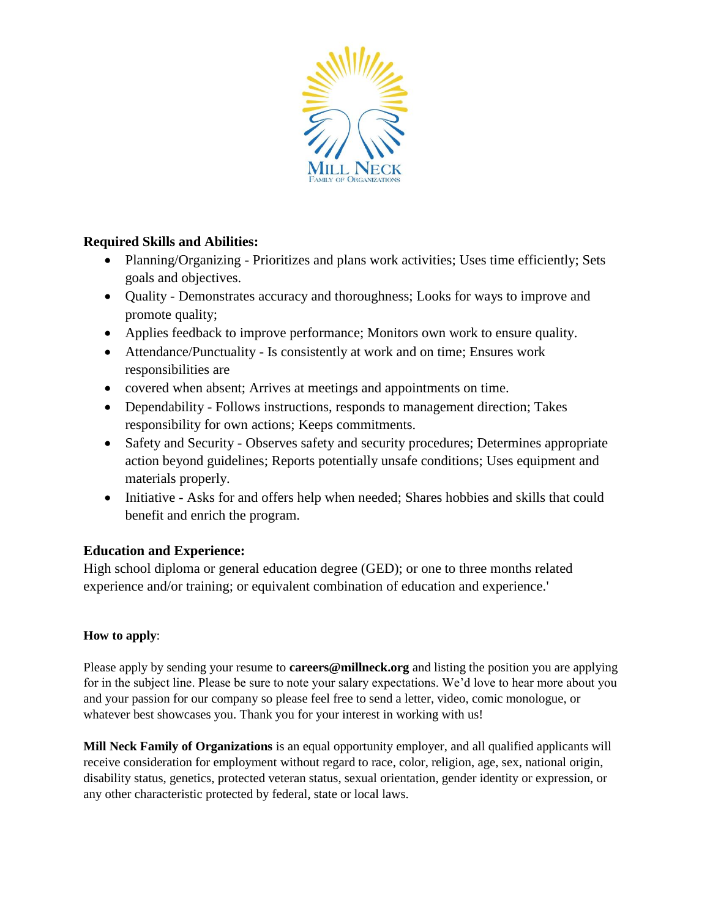**Required Skills and Abilities:**

- Planning/Organizing - Prioritizes and plans work activities; Uses time efficiently; Sets goals and objectives.
- Quality - Demonstrates accuracy and thoroughness; Looks for ways to improve and promote quality;
- Applies feedback to improve performance; Monitors own work to ensure quality.
- Attendance/Punctuality - Is consistently at work and on time; Ensures work responsibilities are
- covered when absent; Arrives at meetings and appointments on time.
- Dependability - Follows instructions, responds to management direction; Takes responsibility for own actions; Keeps commitments.
- Safety and Security - Observes safety and security procedures; Determines appropriate action beyond guidelines; Reports potentially unsafe conditions; Uses equipment and materials properly.
- Initiative - Asks for and offers help when needed; Shares hobbies and skills that could benefit and enrich the program.

**Education and Experience:**

High school diploma or general education degree (GED); or one to three months related experience and/or training; or equivalent combination of education and experience.'

**How to apply**:

Please apply by sending your resume to **careers@millneck.org** and listing the position you are applying for in the subject line. Please be sure to note your salary expectations. We'd love to hear more about you and your passion for our company so please feel free to send a letter, video, comic monologue, or whatever best showcases you. Thank you for your interest in working with us!

**Mill Neck Family of Organizations** is an equal opportunity employer, and all qualified applicants will receive consideration for employment without regard to race, color, religion, age, sex, national origin, disability status, genetics, protected veteran status, sexual orientation, gender identity or expression, or any other characteristic protected by federal, state or local laws.